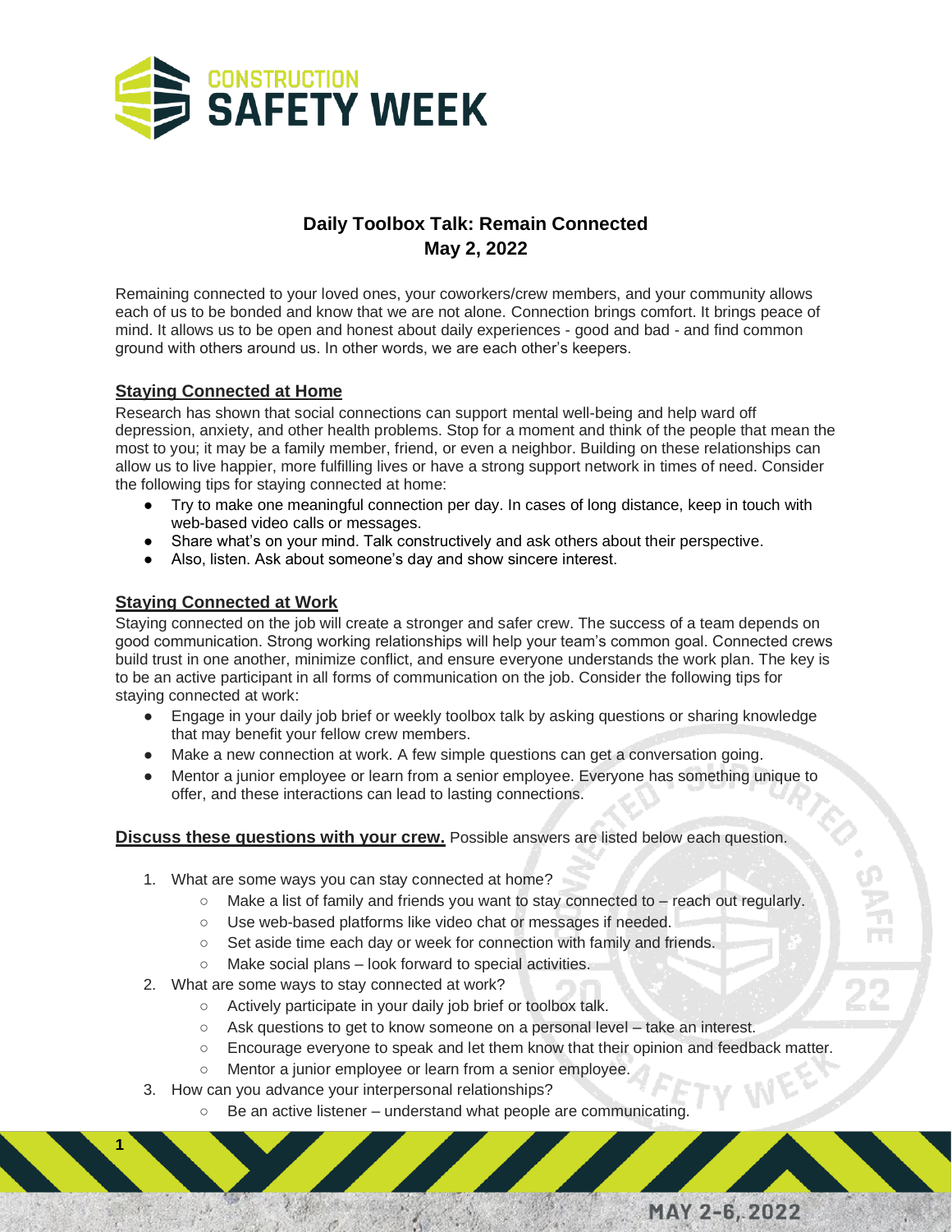# Daily Toolbox Talk: Remain Connected
## May 2, 2022

Remaining connected to your loved ones, your coworkers/crew members, and your community allows each of us to be bonded and know that we are not alone. Connection brings comfort. It brings peace of mind. It allows us to be open and honest about daily experiences - good and bad - and find common ground with others around us. In other words, we are each other's keepers.

### Staying Connected at Home

Research has shown that social connections can support mental well-being and help ward off depression, anxiety, and other health problems. Stop for a moment and think of the people that mean the most to you; it may be a family member, friend, or even a neighbor. Building on these relationships can allow us to live happier, more fulfilling lives or have a strong support network in times of need. Consider the following tips for staying connected at home:

- Try to make one meaningful connection per day. In cases of long distance, keep in touch with web-based video calls or messages.
- Share what's on your mind. Talk constructively and ask others about their perspective.
- Also, listen. Ask about someone's day and show sincere interest.

### Staying Connected at Work

Staying connected on the job will create a stronger and safer crew. The success of a team depends on good communication. Strong working relationships will help your team's common goal. Connected crews build trust in one another, minimize conflict, and ensure everyone understands the work plan. The key is to be an active participant in all forms of communication on the job. Consider the following tips for staying connected at work:

- Engage in your daily job brief or weekly toolbox talk by asking questions or sharing knowledge that may benefit your fellow crew members.
- Make a new connection at work. A few simple questions can get a conversation going.
- Mentor a junior employee or learn from a senior employee. Everyone has something unique to offer, and these interactions can lead to lasting connections.

**Discuss these questions with your crew.** Possible answers are listed below each question.

1. What are some ways you can stay connected at home?
   - Make a list of family and friends you want to stay connected to – reach out regularly.
   - Use web-based platforms like video chat or messages if needed.
   - Set aside time each day or week for connection with family and friends.
   - Make social plans – look forward to special activities.
2. What are some ways to stay connected at work?
   - Actively participate in your daily job brief or toolbox talk.
   - Ask questions to get to know someone on a personal level – take an interest.
   - Encourage everyone to speak and let them know that their opinion and feedback matter.
   - Mentor a junior employee or learn from a senior employee.
3. How can you advance your interpersonal relationships?
   - Be an active listener – understand what people are communicating.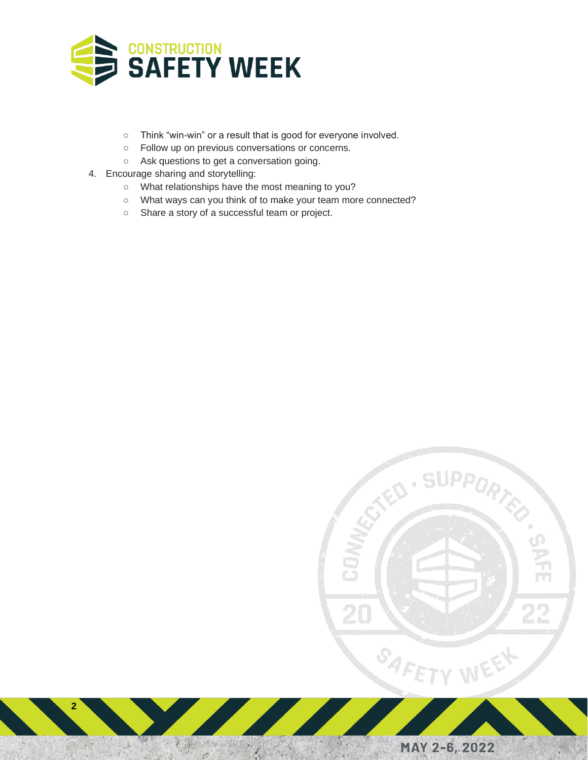- Think "win-win" or a result that is good for everyone involved.
  - Follow up on previous conversations or concerns.
  - Ask questions to get a conversation going.
4. Encourage sharing and storytelling:
   - What relationships have the most meaning to you?
   - What ways can you think of to make your team more connected?
   - Share a story of a successful team or project.